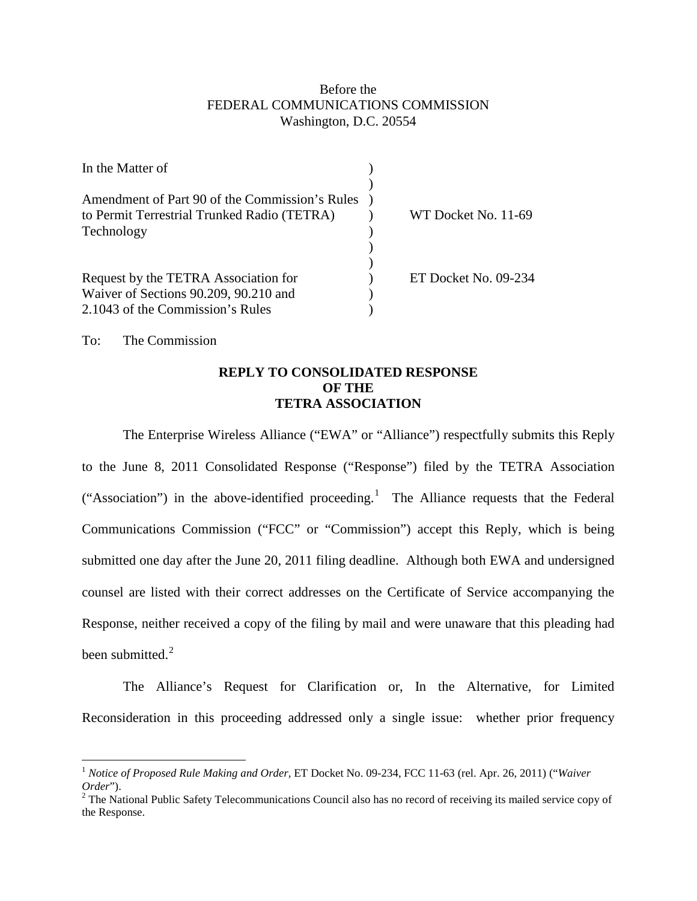Before the
FEDERAL COMMUNICATIONS COMMISSION
Washington, D.C. 20554

| | | |
|---|---|---|
| In the Matter of | ) | |
| | ) | |
| Amendment of Part 90 of the Commission's Rules | ) | |
| to Permit Terrestrial Trunked Radio (TETRA) | ) | WT Docket No. 11-69 |
| Technology | ) | |
| | ) | |
| | ) | |
| Request by the TETRA Association for | ) | ET Docket No. 09-234 |
| Waiver of Sections 90.209, 90.210 and | ) | |
| 2.1043 of the Commission's Rules | ) | |

To: The Commission

**REPLY TO CONSOLIDATED RESPONSE**
**OF THE**
**TETRA ASSOCIATION**

The Enterprise Wireless Alliance ("EWA" or "Alliance") respectfully submits this Reply to the June 8, 2011 Consolidated Response ("Response") filed by the TETRA Association ("Association") in the above-identified proceeding.[1] The Alliance requests that the Federal Communications Commission ("FCC" or "Commission") accept this Reply, which is being submitted one day after the June 20, 2011 filing deadline. Although both EWA and undersigned counsel are listed with their correct addresses on the Certificate of Service accompanying the Response, neither received a copy of the filing by mail and were unaware that this pleading had been submitted.[2]

The Alliance's Request for Clarification or, In the Alternative, for Limited Reconsideration in this proceeding addressed only a single issue: whether prior frequency

[1] *Notice of Proposed Rule Making and Order,* ET Docket No. 09-234, FCC 11-63 (rel. Apr. 26, 2011) ("*Waiver Order*").

[2] The National Public Safety Telecommunications Council also has no record of receiving its mailed service copy of the Response.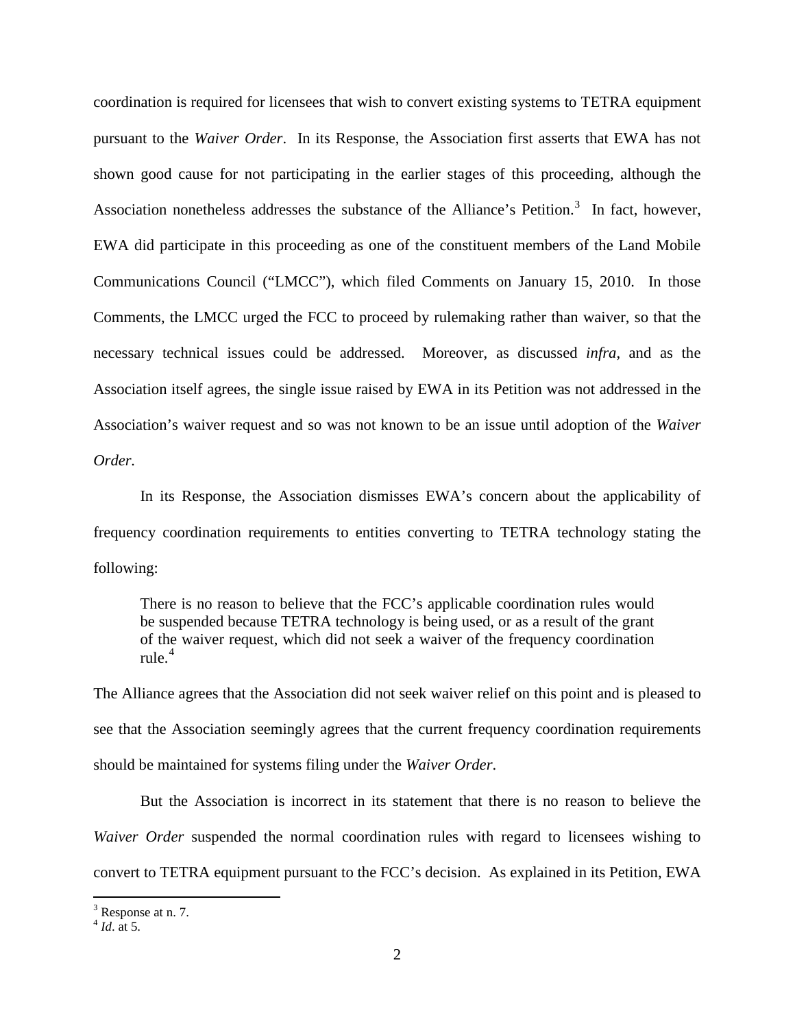coordination is required for licensees that wish to convert existing systems to TETRA equipment pursuant to the *Waiver Order*. In its Response, the Association first asserts that EWA has not shown good cause for not participating in the earlier stages of this proceeding, although the Association nonetheless addresses the substance of the Alliance's Petition.[3] In fact, however, EWA did participate in this proceeding as one of the constituent members of the Land Mobile Communications Council ("LMCC"), which filed Comments on January 15, 2010. In those Comments, the LMCC urged the FCC to proceed by rulemaking rather than waiver, so that the necessary technical issues could be addressed. Moreover, as discussed *infra*, and as the Association itself agrees, the single issue raised by EWA in its Petition was not addressed in the Association's waiver request and so was not known to be an issue until adoption of the *Waiver Order.*

In its Response, the Association dismisses EWA's concern about the applicability of frequency coordination requirements to entities converting to TETRA technology stating the following:

> There is no reason to believe that the FCC's applicable coordination rules would be suspended because TETRA technology is being used, or as a result of the grant of the waiver request, which did not seek a waiver of the frequency coordination rule.[4]

The Alliance agrees that the Association did not seek waiver relief on this point and is pleased to see that the Association seemingly agrees that the current frequency coordination requirements should be maintained for systems filing under the *Waiver Order*.

But the Association is incorrect in its statement that there is no reason to believe the *Waiver Order* suspended the normal coordination rules with regard to licensees wishing to convert to TETRA equipment pursuant to the FCC's decision. As explained in its Petition, EWA

---

[3] Response at n. 7.
[4] *Id*. at 5.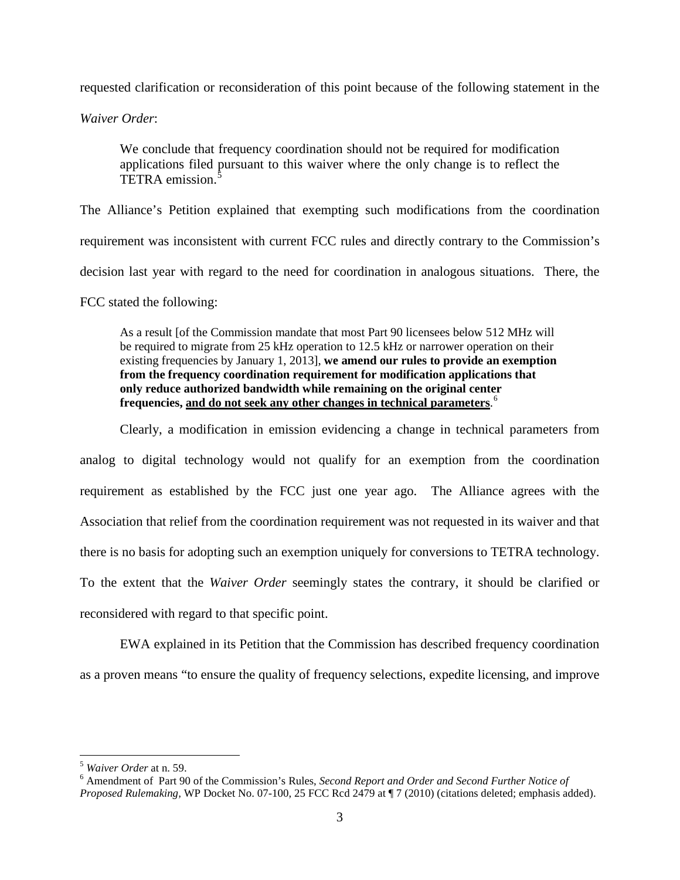requested clarification or reconsideration of this point because of the following statement in the *Waiver Order*:

> We conclude that frequency coordination should not be required for modification applications filed pursuant to this waiver where the only change is to reflect the TETRA emission.[5]

The Alliance's Petition explained that exempting such modifications from the coordination requirement was inconsistent with current FCC rules and directly contrary to the Commission's decision last year with regard to the need for coordination in analogous situations. There, the FCC stated the following:

> As a result [of the Commission mandate that most Part 90 licensees below 512 MHz will be required to migrate from 25 kHz operation to 12.5 kHz or narrower operation on their existing frequencies by January 1, 2013], **we amend our rules to provide an exemption from the frequency coordination requirement for modification applications that only reduce authorized bandwidth while remaining on the original center frequencies, <u>and do not seek any other changes in technical parameters</u>**.[6]

Clearly, a modification in emission evidencing a change in technical parameters from analog to digital technology would not qualify for an exemption from the coordination requirement as established by the FCC just one year ago. The Alliance agrees with the Association that relief from the coordination requirement was not requested in its waiver and that there is no basis for adopting such an exemption uniquely for conversions to TETRA technology. To the extent that the *Waiver Order* seemingly states the contrary, it should be clarified or reconsidered with regard to that specific point.

EWA explained in its Petition that the Commission has described frequency coordination as a proven means "to ensure the quality of frequency selections, expedite licensing, and improve

---

[5] *Waiver Order* at n. 59.

[6] Amendment of Part 90 of the Commission's Rules, *Second Report and Order and Second Further Notice of Proposed Rulemaking*, WP Docket No. 07-100, 25 FCC Rcd 2479 at ¶ 7 (2010) (citations deleted; emphasis added).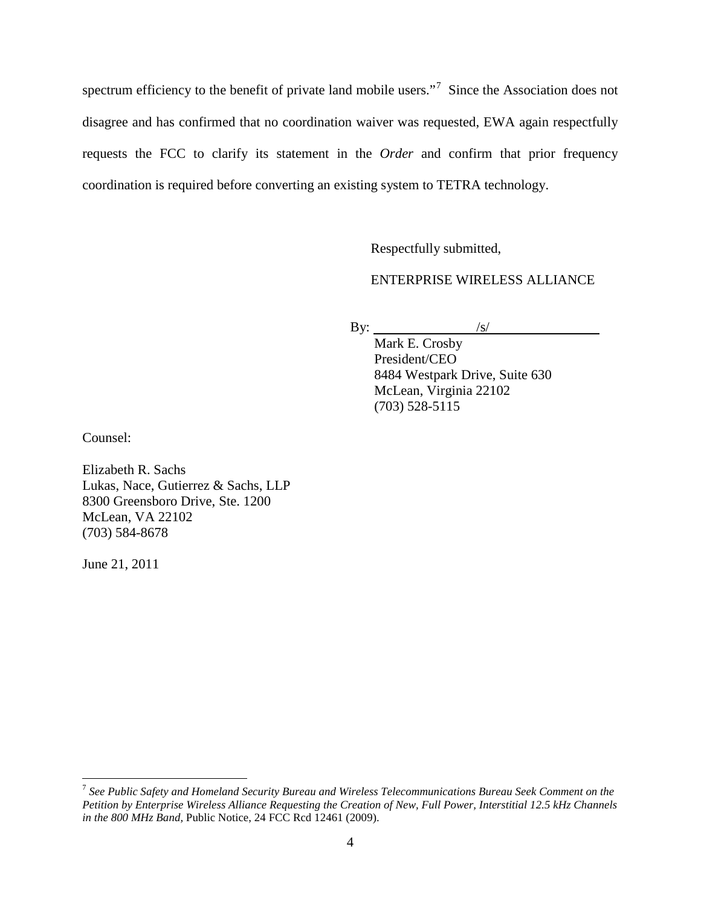spectrum efficiency to the benefit of private land mobile users."[7] Since the Association does not disagree and has confirmed that no coordination waiver was requested, EWA again respectfully requests the FCC to clarify its statement in the *Order* and confirm that prior frequency coordination is required before converting an existing system to TETRA technology.

Respectfully submitted,

ENTERPRISE WIRELESS ALLIANCE

By: /s/
Mark E. Crosby
President/CEO
8484 Westpark Drive, Suite 630
McLean, Virginia 22102
(703) 528-5115

Counsel:

Elizabeth R. Sachs
Lukas, Nace, Gutierrez & Sachs, LLP
8300 Greensboro Drive, Ste. 1200
McLean, VA 22102
(703) 584-8678

June 21, 2011

---

[7] *See Public Safety and Homeland Security Bureau and Wireless Telecommunications Bureau Seek Comment on the Petition by Enterprise Wireless Alliance Requesting the Creation of New, Full Power, Interstitial 12.5 kHz Channels in the 800 MHz Band*, Public Notice, 24 FCC Rcd 12461 (2009).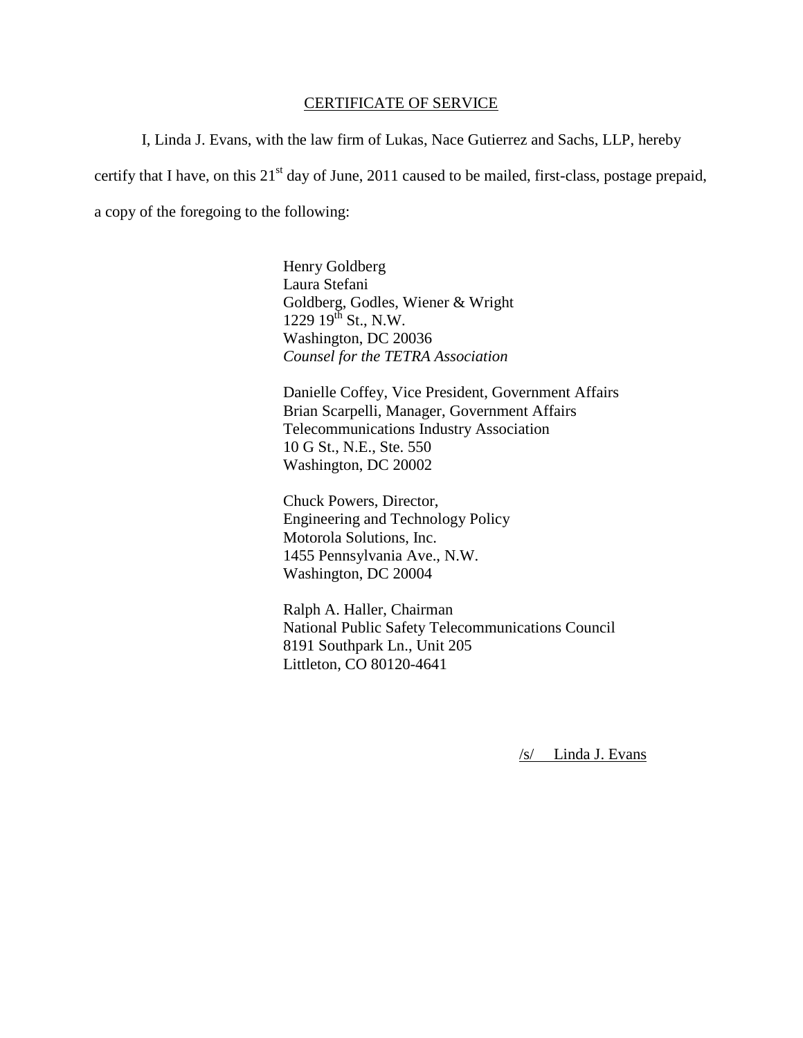CERTIFICATE OF SERVICE

I, Linda J. Evans, with the law firm of Lukas, Nace Gutierrez and Sachs, LLP, hereby certify that I have, on this 21st day of June, 2011 caused to be mailed, first-class, postage prepaid, a copy of the foregoing to the following:

Henry Goldberg
Laura Stefani
Goldberg, Godles, Wiener & Wright
1229 19th St., N.W.
Washington, DC 20036
*Counsel for the TETRA Association*

Danielle Coffey, Vice President, Government Affairs
Brian Scarpelli, Manager, Government Affairs
Telecommunications Industry Association
10 G St., N.E., Ste. 550
Washington, DC 20002

Chuck Powers, Director,
Engineering and Technology Policy
Motorola Solutions, Inc.
1455 Pennsylvania Ave., N.W.
Washington, DC 20004

Ralph A. Haller, Chairman
National Public Safety Telecommunications Council
8191 Southpark Ln., Unit 205
Littleton, CO 80120-4641

/s/ Linda J. Evans